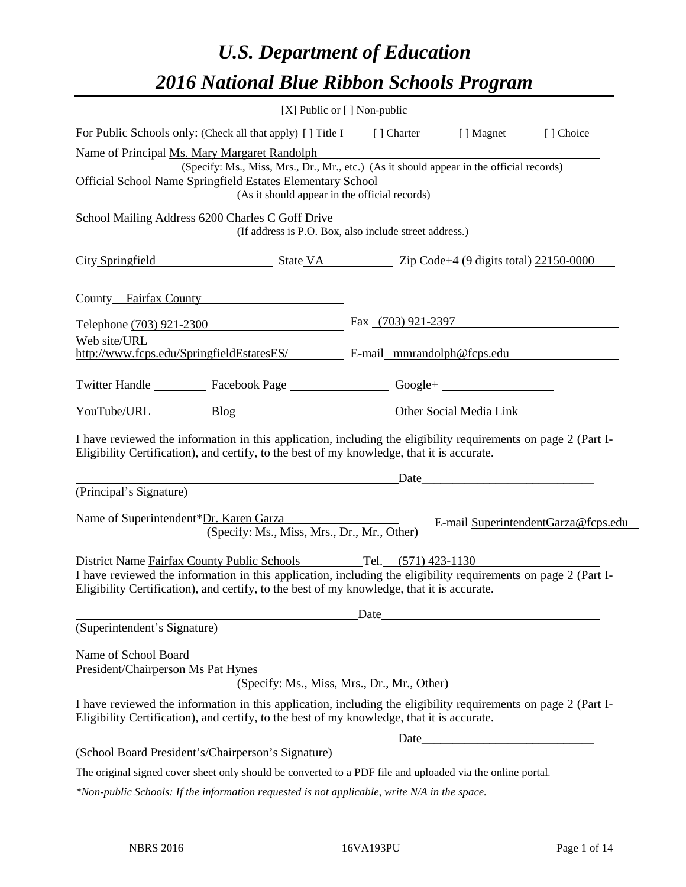# *U.S. Department of Education*

# *2016 National Blue Ribbon Schools Program*

[X] Public or [ ] Non-public

For Public Schools only: (Check all that apply) [ ] Title I [ ] Charter [ ] Magnet [ ] Choice

Name of Principal Ms. Mary Margaret Randolph
(Specify: Ms., Miss, Mrs., Dr., Mr., etc.) (As it should appear in the official records)

Official School Name Springfield Estates Elementary School
(As it should appear in the official records)

School Mailing Address 6200 Charles C Goff Drive
(If address is P.O. Box, also include street address.)

City Springfield State VA Zip Code+4 (9 digits total) 22150-0000

County Fairfax County

Telephone (703) 921-2300 Fax (703) 921-2397

Web site/URL http://www.fcps.edu/SpringfieldEstatesES/ E-mail mmrandolph@fcps.edu

Twitter Handle ______ Facebook Page ______ Google+ ______

YouTube/URL ______ Blog ______ Other Social Media Link ______

I have reviewed the information in this application, including the eligibility requirements on page 2 (Part I-Eligibility Certification), and certify, to the best of my knowledge, that it is accurate.

_________________________ Date_________________________
(Principal's Signature)

Name of Superintendent*Dr. Karen Garza E-mail SuperintendentGarza@fcps.edu
(Specify: Ms., Miss, Mrs., Dr., Mr., Other)

District Name Fairfax County Public Schools Tel. (571) 423-1130

I have reviewed the information in this application, including the eligibility requirements on page 2 (Part I-Eligibility Certification), and certify, to the best of my knowledge, that it is accurate.

_________________________ Date_________________________
(Superintendent's Signature)

Name of School Board
President/Chairperson Ms Pat Hynes
(Specify: Ms., Miss, Mrs., Dr., Mr., Other)

I have reviewed the information in this application, including the eligibility requirements on page 2 (Part I-Eligibility Certification), and certify, to the best of my knowledge, that it is accurate.

_________________________ Date_________________________
(School Board President's/Chairperson's Signature)

The original signed cover sheet only should be converted to a PDF file and uploaded via the online portal.

*\*Non-public Schools: If the information requested is not applicable, write N/A in the space.*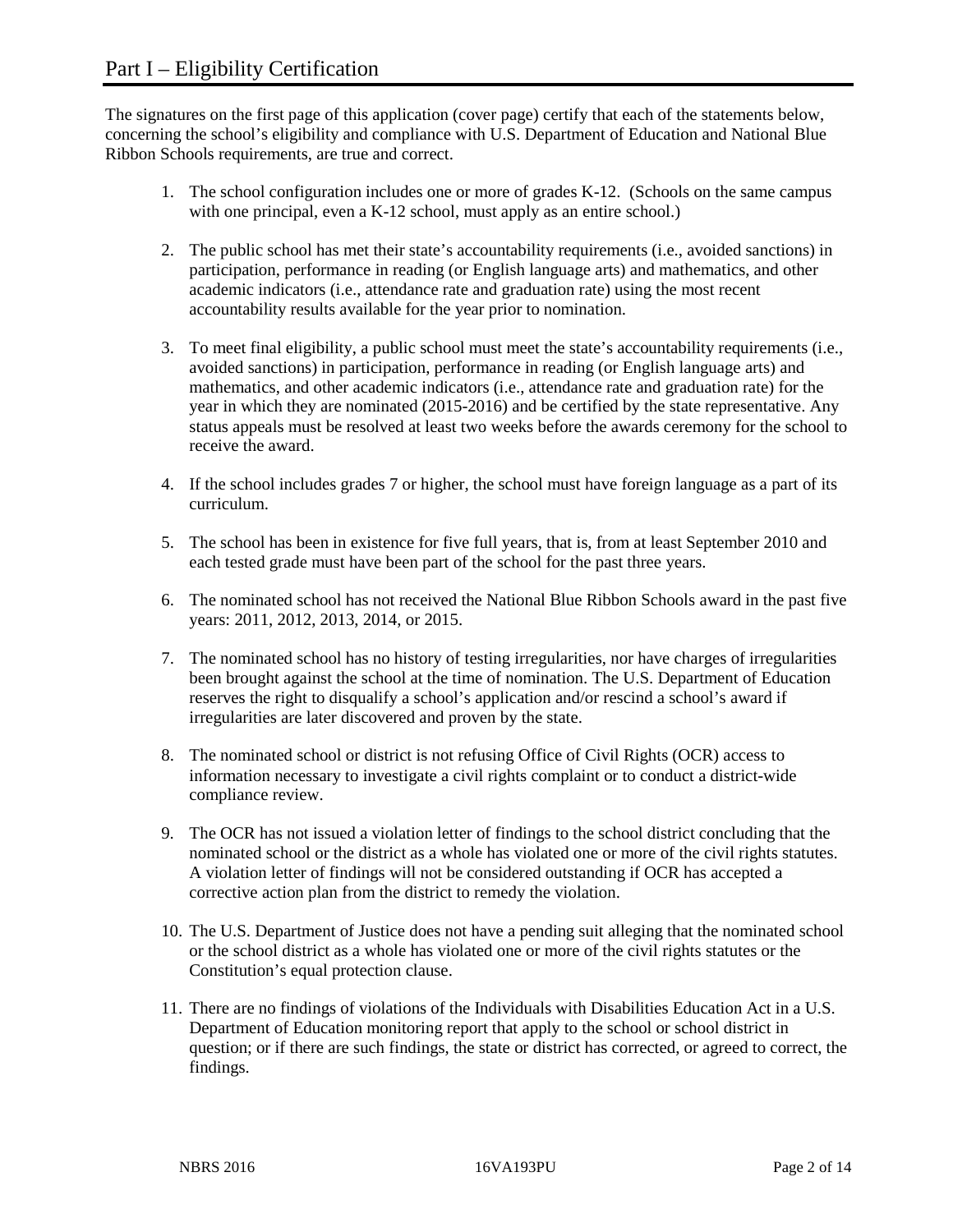# Part I – Eligibility Certification

The signatures on the first page of this application (cover page) certify that each of the statements below, concerning the school's eligibility and compliance with U.S. Department of Education and National Blue Ribbon Schools requirements, are true and correct.

1. The school configuration includes one or more of grades K-12. (Schools on the same campus with one principal, even a K-12 school, must apply as an entire school.)

2. The public school has met their state's accountability requirements (i.e., avoided sanctions) in participation, performance in reading (or English language arts) and mathematics, and other academic indicators (i.e., attendance rate and graduation rate) using the most recent accountability results available for the year prior to nomination.

3. To meet final eligibility, a public school must meet the state's accountability requirements (i.e., avoided sanctions) in participation, performance in reading (or English language arts) and mathematics, and other academic indicators (i.e., attendance rate and graduation rate) for the year in which they are nominated (2015-2016) and be certified by the state representative. Any status appeals must be resolved at least two weeks before the awards ceremony for the school to receive the award.

4. If the school includes grades 7 or higher, the school must have foreign language as a part of its curriculum.

5. The school has been in existence for five full years, that is, from at least September 2010 and each tested grade must have been part of the school for the past three years.

6. The nominated school has not received the National Blue Ribbon Schools award in the past five years: 2011, 2012, 2013, 2014, or 2015.

7. The nominated school has no history of testing irregularities, nor have charges of irregularities been brought against the school at the time of nomination. The U.S. Department of Education reserves the right to disqualify a school's application and/or rescind a school's award if irregularities are later discovered and proven by the state.

8. The nominated school or district is not refusing Office of Civil Rights (OCR) access to information necessary to investigate a civil rights complaint or to conduct a district-wide compliance review.

9. The OCR has not issued a violation letter of findings to the school district concluding that the nominated school or the district as a whole has violated one or more of the civil rights statutes. A violation letter of findings will not be considered outstanding if OCR has accepted a corrective action plan from the district to remedy the violation.

10. The U.S. Department of Justice does not have a pending suit alleging that the nominated school or the school district as a whole has violated one or more of the civil rights statutes or the Constitution's equal protection clause.

11. There are no findings of violations of the Individuals with Disabilities Education Act in a U.S. Department of Education monitoring report that apply to the school or school district in question; or if there are such findings, the state or district has corrected, or agreed to correct, the findings.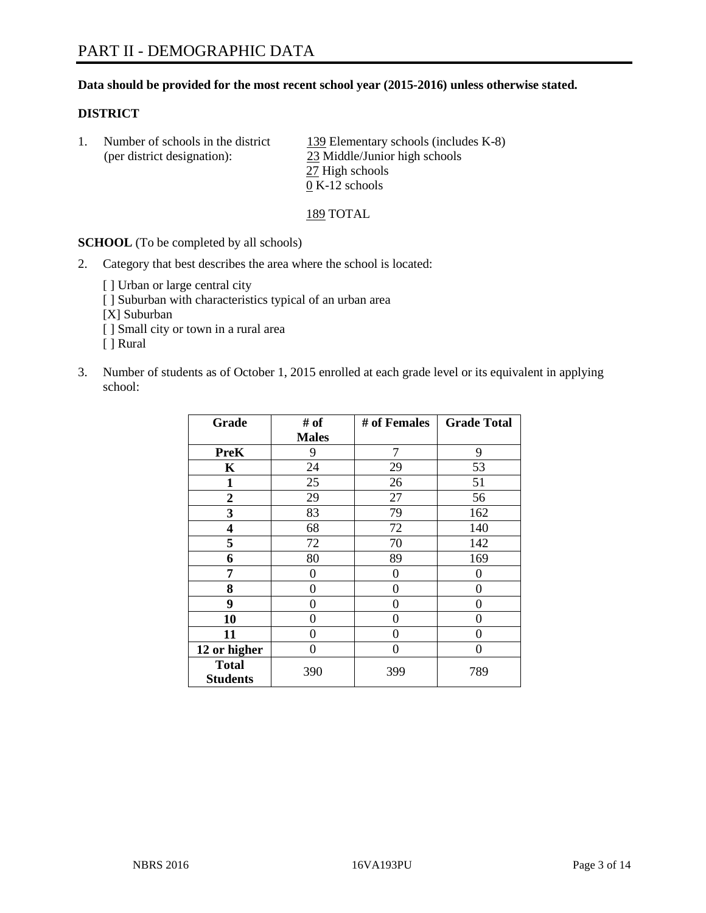# PART II - DEMOGRAPHIC DATA

**Data should be provided for the most recent school year (2015-2016) unless otherwise stated.**

**DISTRICT**

1. Number of schools in the district (per district designation):

   139 Elementary schools (includes K-8)
   23 Middle/Junior high schools
   27 High schools
   0 K-12 schools

   189 TOTAL

**SCHOOL** (To be completed by all schools)

2. Category that best describes the area where the school is located:

   [ ] Urban or large central city
   [ ] Suburban with characteristics typical of an urban area
   [X] Suburban
   [ ] Small city or town in a rural area
   [ ] Rural

3. Number of students as of October 1, 2015 enrolled at each grade level or its equivalent in applying school:

| Grade | # of Males | # of Females | Grade Total |
|---|---|---|---|
| **PreK** | 9 | 7 | 9 |
| **K** | 24 | 29 | 53 |
| **1** | 25 | 26 | 51 |
| **2** | 29 | 27 | 56 |
| **3** | 83 | 79 | 162 |
| **4** | 68 | 72 | 140 |
| **5** | 72 | 70 | 142 |
| **6** | 80 | 89 | 169 |
| **7** | 0 | 0 | 0 |
| **8** | 0 | 0 | 0 |
| **9** | 0 | 0 | 0 |
| **10** | 0 | 0 | 0 |
| **11** | 0 | 0 | 0 |
| **12 or higher** | 0 | 0 | 0 |
| **Total Students** | 390 | 399 | 789 |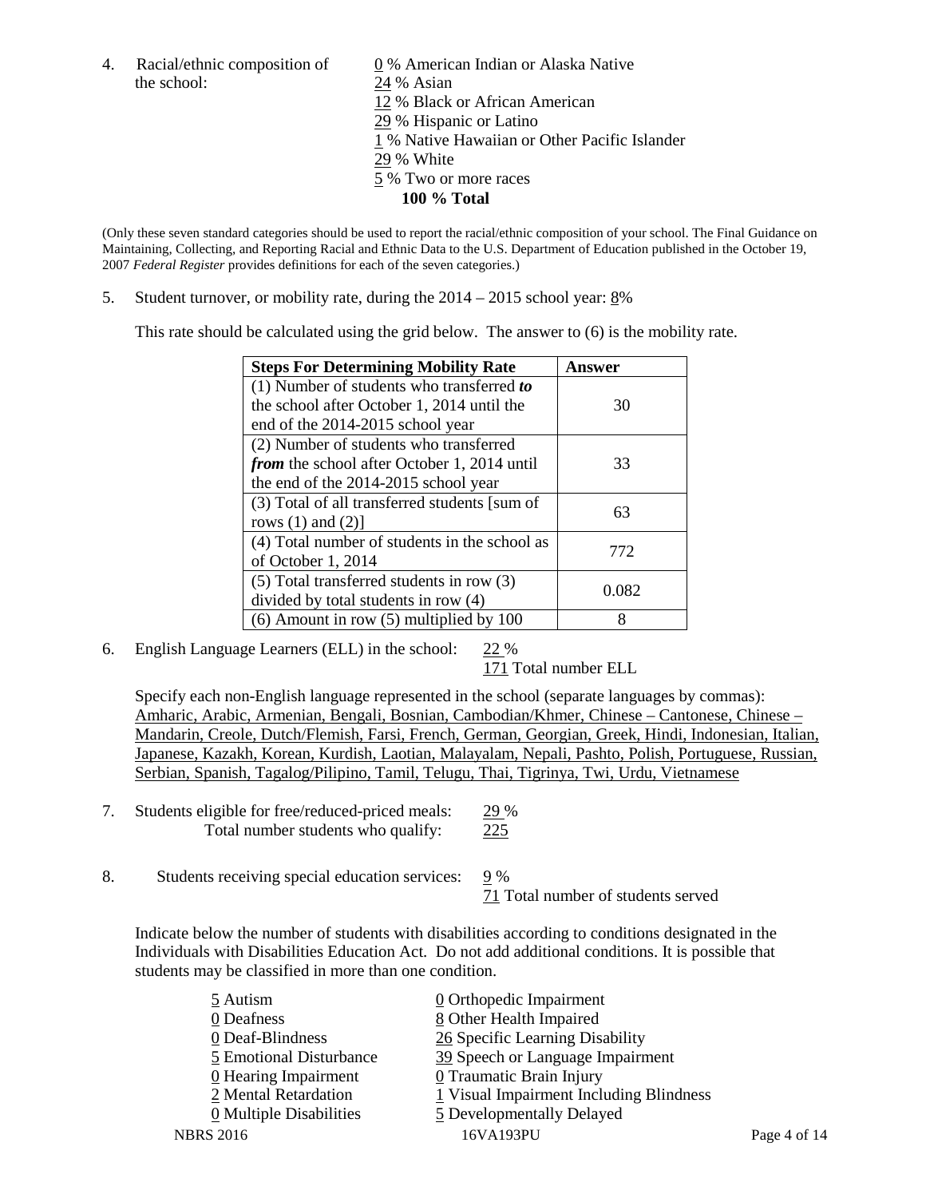4. Racial/ethnic composition of the school:

0 % American Indian or Alaska Native
24 % Asian
12 % Black or African American
29 % Hispanic or Latino
1 % Native Hawaiian or Other Pacific Islander
29 % White
5 % Two or more races
**100 % Total**

(Only these seven standard categories should be used to report the racial/ethnic composition of your school. The Final Guidance on Maintaining, Collecting, and Reporting Racial and Ethnic Data to the U.S. Department of Education published in the October 19, 2007 *Federal Register* provides definitions for each of the seven categories.)

5. Student turnover, or mobility rate, during the 2014 – 2015 school year: 8%

This rate should be calculated using the grid below. The answer to (6) is the mobility rate.

| **Steps For Determining Mobility Rate** | **Answer** |
|---|---|
| (1) Number of students who transferred ***to*** the school after October 1, 2014 until the end of the 2014-2015 school year | 30 |
| (2) Number of students who transferred ***from*** the school after October 1, 2014 until the end of the 2014-2015 school year | 33 |
| (3) Total of all transferred students [sum of rows (1) and (2)] | 63 |
| (4) Total number of students in the school as of October 1, 2014 | 772 |
| (5) Total transferred students in row (3) divided by total students in row (4) | 0.082 |
| (6) Amount in row (5) multiplied by 100 | 8 |

6. English Language Learners (ELL) in the school: 22 %
171 Total number ELL

Specify each non-English language represented in the school (separate languages by commas): Amharic, Arabic, Armenian, Bengali, Bosnian, Cambodian/Khmer, Chinese – Cantonese, Chinese – Mandarin, Creole, Dutch/Flemish, Farsi, French, German, Georgian, Greek, Hindi, Indonesian, Italian, Japanese, Kazakh, Korean, Kurdish, Laotian, Malayalam, Nepali, Pashto, Polish, Portuguese, Russian, Serbian, Spanish, Tagalog/Pilipino, Tamil, Telugu, Thai, Tigrinya, Twi, Urdu, Vietnamese

7. Students eligible for free/reduced-priced meals: 29 %
Total number students who qualify: 225

8. Students receiving special education services: 9 %
71 Total number of students served

Indicate below the number of students with disabilities according to conditions designated in the Individuals with Disabilities Education Act. Do not add additional conditions. It is possible that students may be classified in more than one condition.

5 Autism
0 Deafness
0 Deaf-Blindness
5 Emotional Disturbance
0 Hearing Impairment
2 Mental Retardation
0 Multiple Disabilities
0 Orthopedic Impairment
8 Other Health Impaired
26 Specific Learning Disability
39 Speech or Language Impairment
0 Traumatic Brain Injury
1 Visual Impairment Including Blindness
5 Developmentally Delayed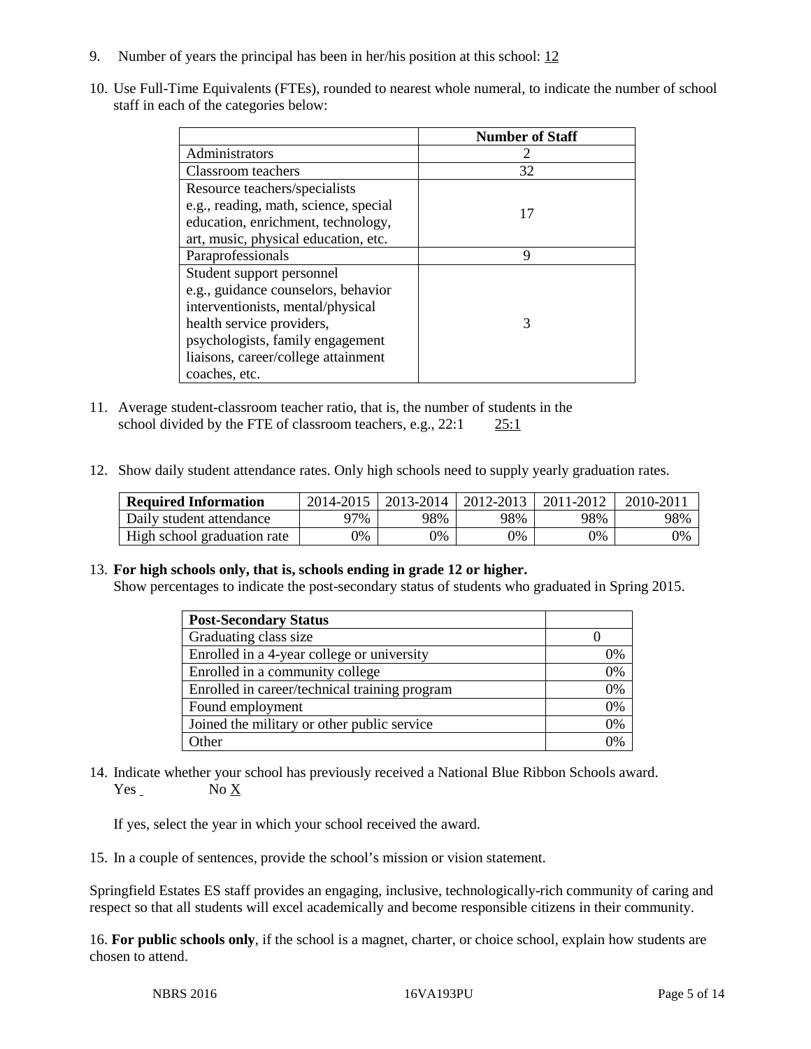9. Number of years the principal has been in her/his position at this school: 12

10. Use Full-Time Equivalents (FTEs), rounded to nearest whole numeral, to indicate the number of school staff in each of the categories below:

| | Number of Staff |
|---|---|
| Administrators | 2 |
| Classroom teachers | 32 |
| Resource teachers/specialists e.g., reading, math, science, special education, enrichment, technology, art, music, physical education, etc. | 17 |
| Paraprofessionals | 9 |
| Student support personnel e.g., guidance counselors, behavior interventionists, mental/physical health service providers, psychologists, family engagement liaisons, career/college attainment coaches, etc. | 3 |

11. Average student-classroom teacher ratio, that is, the number of students in the school divided by the FTE of classroom teachers, e.g., 22:1 25:1

12. Show daily student attendance rates. Only high schools need to supply yearly graduation rates.

| Required Information | 2014-2015 | 2013-2014 | 2012-2013 | 2011-2012 | 2010-2011 |
|---|---|---|---|---|---|
| Daily student attendance | 97% | 98% | 98% | 98% | 98% |
| High school graduation rate | 0% | 0% | 0% | 0% | 0% |

13. **For high schools only, that is, schools ending in grade 12 or higher.**
Show percentages to indicate the post-secondary status of students who graduated in Spring 2015.

| Post-Secondary Status | |
|---|---|
| Graduating class size | 0 |
| Enrolled in a 4-year college or university | 0% |
| Enrolled in a community college | 0% |
| Enrolled in career/technical training program | 0% |
| Found employment | 0% |
| Joined the military or other public service | 0% |
| Other | 0% |

14. Indicate whether your school has previously received a National Blue Ribbon Schools award.
Yes ___ No X

If yes, select the year in which your school received the award.

15. In a couple of sentences, provide the school's mission or vision statement.

Springfield Estates ES staff provides an engaging, inclusive, technologically-rich community of caring and respect so that all students will excel academically and become responsible citizens in their community.

16. **For public schools only**, if the school is a magnet, charter, or choice school, explain how students are chosen to attend.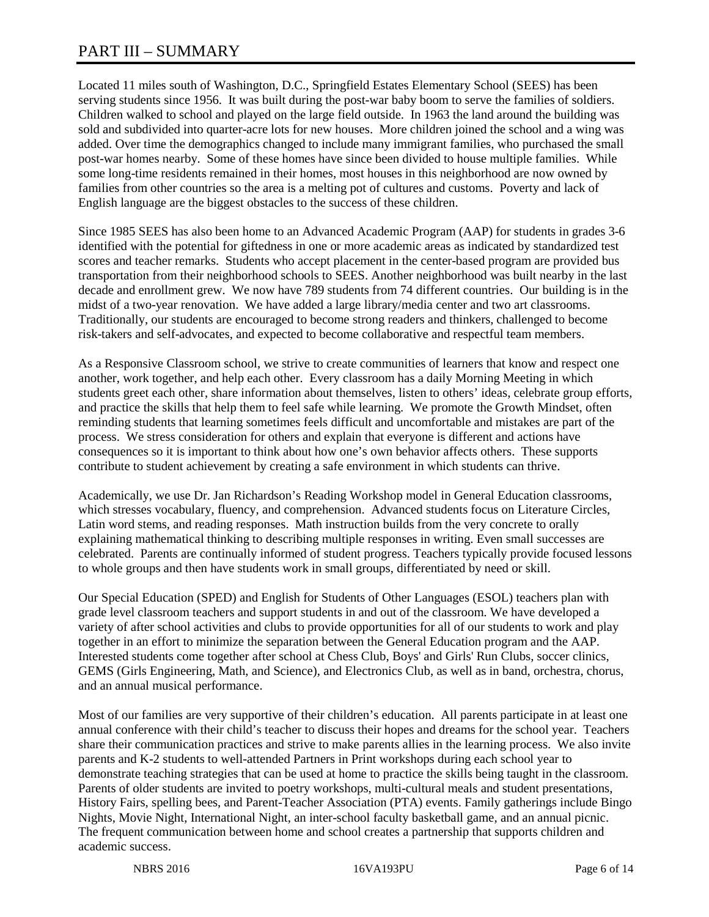# PART III – SUMMARY

Located 11 miles south of Washington, D.C., Springfield Estates Elementary School (SEES) has been serving students since 1956. It was built during the post-war baby boom to serve the families of soldiers. Children walked to school and played on the large field outside. In 1963 the land around the building was sold and subdivided into quarter-acre lots for new houses. More children joined the school and a wing was added. Over time the demographics changed to include many immigrant families, who purchased the small post-war homes nearby. Some of these homes have since been divided to house multiple families. While some long-time residents remained in their homes, most houses in this neighborhood are now owned by families from other countries so the area is a melting pot of cultures and customs. Poverty and lack of English language are the biggest obstacles to the success of these children.

Since 1985 SEES has also been home to an Advanced Academic Program (AAP) for students in grades 3-6 identified with the potential for giftedness in one or more academic areas as indicated by standardized test scores and teacher remarks. Students who accept placement in the center-based program are provided bus transportation from their neighborhood schools to SEES. Another neighborhood was built nearby in the last decade and enrollment grew. We now have 789 students from 74 different countries. Our building is in the midst of a two-year renovation. We have added a large library/media center and two art classrooms. Traditionally, our students are encouraged to become strong readers and thinkers, challenged to become risk-takers and self-advocates, and expected to become collaborative and respectful team members.

As a Responsive Classroom school, we strive to create communities of learners that know and respect one another, work together, and help each other. Every classroom has a daily Morning Meeting in which students greet each other, share information about themselves, listen to others' ideas, celebrate group efforts, and practice the skills that help them to feel safe while learning. We promote the Growth Mindset, often reminding students that learning sometimes feels difficult and uncomfortable and mistakes are part of the process. We stress consideration for others and explain that everyone is different and actions have consequences so it is important to think about how one's own behavior affects others. These supports contribute to student achievement by creating a safe environment in which students can thrive.

Academically, we use Dr. Jan Richardson's Reading Workshop model in General Education classrooms, which stresses vocabulary, fluency, and comprehension. Advanced students focus on Literature Circles, Latin word stems, and reading responses. Math instruction builds from the very concrete to orally explaining mathematical thinking to describing multiple responses in writing. Even small successes are celebrated. Parents are continually informed of student progress. Teachers typically provide focused lessons to whole groups and then have students work in small groups, differentiated by need or skill.

Our Special Education (SPED) and English for Students of Other Languages (ESOL) teachers plan with grade level classroom teachers and support students in and out of the classroom. We have developed a variety of after school activities and clubs to provide opportunities for all of our students to work and play together in an effort to minimize the separation between the General Education program and the AAP. Interested students come together after school at Chess Club, Boys' and Girls' Run Clubs, soccer clinics, GEMS (Girls Engineering, Math, and Science), and Electronics Club, as well as in band, orchestra, chorus, and an annual musical performance.

Most of our families are very supportive of their children's education. All parents participate in at least one annual conference with their child's teacher to discuss their hopes and dreams for the school year. Teachers share their communication practices and strive to make parents allies in the learning process. We also invite parents and K-2 students to well-attended Partners in Print workshops during each school year to demonstrate teaching strategies that can be used at home to practice the skills being taught in the classroom. Parents of older students are invited to poetry workshops, multi-cultural meals and student presentations, History Fairs, spelling bees, and Parent-Teacher Association (PTA) events. Family gatherings include Bingo Nights, Movie Night, International Night, an inter-school faculty basketball game, and an annual picnic. The frequent communication between home and school creates a partnership that supports children and academic success.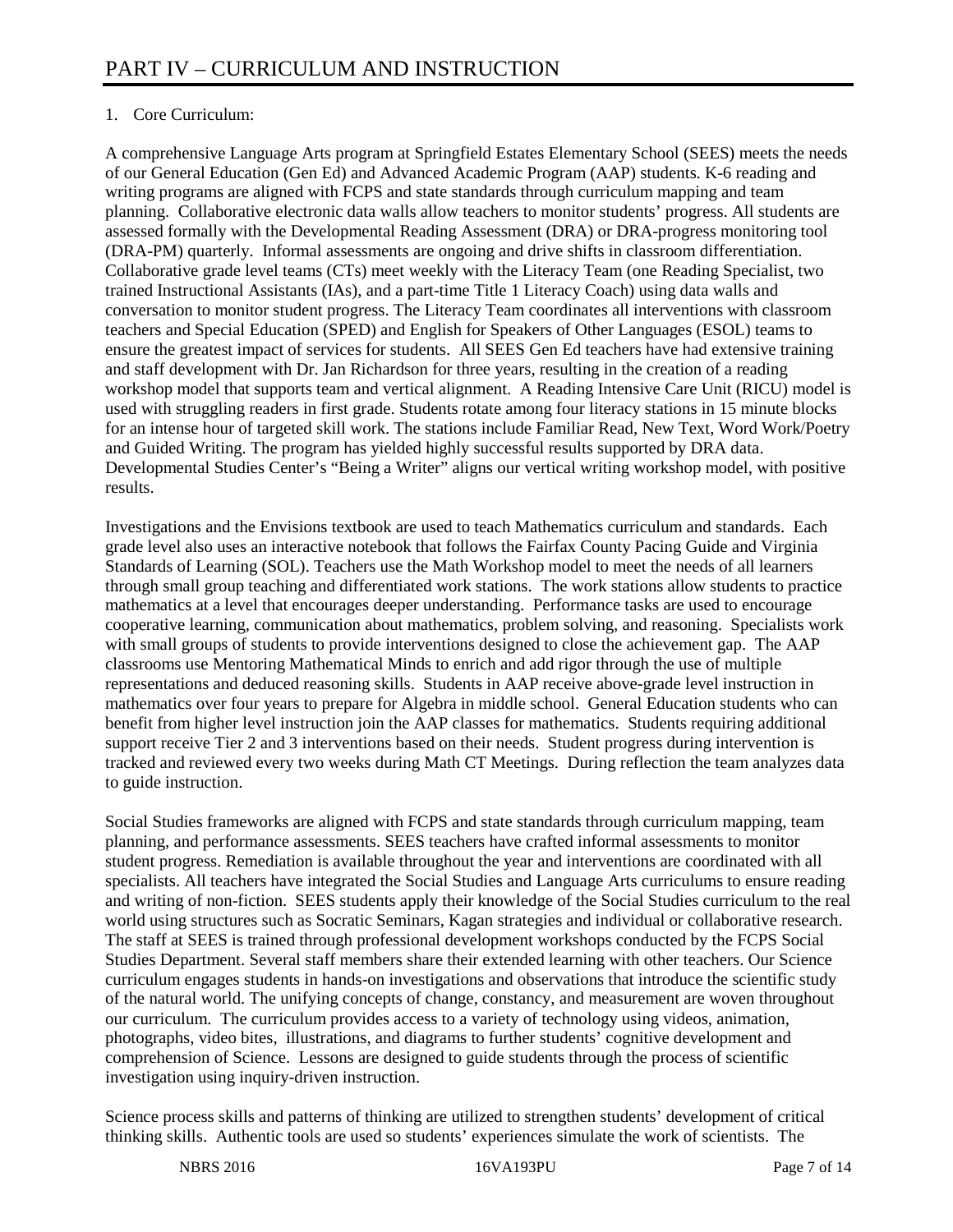# PART IV – CURRICULUM AND INSTRUCTION

1. Core Curriculum:

A comprehensive Language Arts program at Springfield Estates Elementary School (SEES) meets the needs of our General Education (Gen Ed) and Advanced Academic Program (AAP) students. K-6 reading and writing programs are aligned with FCPS and state standards through curriculum mapping and team planning. Collaborative electronic data walls allow teachers to monitor students' progress. All students are assessed formally with the Developmental Reading Assessment (DRA) or DRA-progress monitoring tool (DRA-PM) quarterly. Informal assessments are ongoing and drive shifts in classroom differentiation. Collaborative grade level teams (CTs) meet weekly with the Literacy Team (one Reading Specialist, two trained Instructional Assistants (IAs), and a part-time Title 1 Literacy Coach) using data walls and conversation to monitor student progress. The Literacy Team coordinates all interventions with classroom teachers and Special Education (SPED) and English for Speakers of Other Languages (ESOL) teams to ensure the greatest impact of services for students. All SEES Gen Ed teachers have had extensive training and staff development with Dr. Jan Richardson for three years, resulting in the creation of a reading workshop model that supports team and vertical alignment. A Reading Intensive Care Unit (RICU) model is used with struggling readers in first grade. Students rotate among four literacy stations in 15 minute blocks for an intense hour of targeted skill work. The stations include Familiar Read, New Text, Word Work/Poetry and Guided Writing. The program has yielded highly successful results supported by DRA data. Developmental Studies Center's "Being a Writer" aligns our vertical writing workshop model, with positive results.

Investigations and the Envisions textbook are used to teach Mathematics curriculum and standards. Each grade level also uses an interactive notebook that follows the Fairfax County Pacing Guide and Virginia Standards of Learning (SOL). Teachers use the Math Workshop model to meet the needs of all learners through small group teaching and differentiated work stations. The work stations allow students to practice mathematics at a level that encourages deeper understanding. Performance tasks are used to encourage cooperative learning, communication about mathematics, problem solving, and reasoning. Specialists work with small groups of students to provide interventions designed to close the achievement gap. The AAP classrooms use Mentoring Mathematical Minds to enrich and add rigor through the use of multiple representations and deduced reasoning skills. Students in AAP receive above-grade level instruction in mathematics over four years to prepare for Algebra in middle school. General Education students who can benefit from higher level instruction join the AAP classes for mathematics. Students requiring additional support receive Tier 2 and 3 interventions based on their needs. Student progress during intervention is tracked and reviewed every two weeks during Math CT Meetings. During reflection the team analyzes data to guide instruction.

Social Studies frameworks are aligned with FCPS and state standards through curriculum mapping, team planning, and performance assessments. SEES teachers have crafted informal assessments to monitor student progress. Remediation is available throughout the year and interventions are coordinated with all specialists. All teachers have integrated the Social Studies and Language Arts curriculums to ensure reading and writing of non-fiction. SEES students apply their knowledge of the Social Studies curriculum to the real world using structures such as Socratic Seminars, Kagan strategies and individual or collaborative research. The staff at SEES is trained through professional development workshops conducted by the FCPS Social Studies Department. Several staff members share their extended learning with other teachers. Our Science curriculum engages students in hands-on investigations and observations that introduce the scientific study of the natural world. The unifying concepts of change, constancy, and measurement are woven throughout our curriculum. The curriculum provides access to a variety of technology using videos, animation, photographs, video bites, illustrations, and diagrams to further students' cognitive development and comprehension of Science. Lessons are designed to guide students through the process of scientific investigation using inquiry-driven instruction.

Science process skills and patterns of thinking are utilized to strengthen students' development of critical thinking skills. Authentic tools are used so students' experiences simulate the work of scientists. The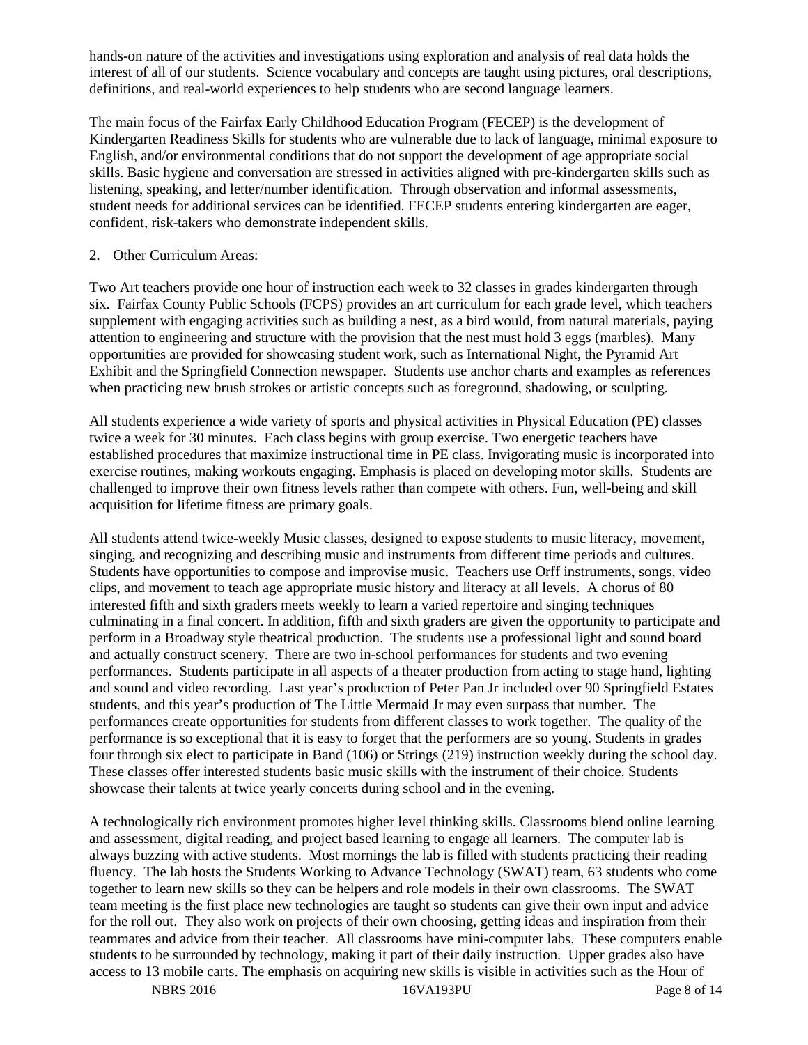hands-on nature of the activities and investigations using exploration and analysis of real data holds the interest of all of our students. Science vocabulary and concepts are taught using pictures, oral descriptions, definitions, and real-world experiences to help students who are second language learners.

The main focus of the Fairfax Early Childhood Education Program (FECEP) is the development of Kindergarten Readiness Skills for students who are vulnerable due to lack of language, minimal exposure to English, and/or environmental conditions that do not support the development of age appropriate social skills. Basic hygiene and conversation are stressed in activities aligned with pre-kindergarten skills such as listening, speaking, and letter/number identification. Through observation and informal assessments, student needs for additional services can be identified. FECEP students entering kindergarten are eager, confident, risk-takers who demonstrate independent skills.

2. Other Curriculum Areas:

Two Art teachers provide one hour of instruction each week to 32 classes in grades kindergarten through six. Fairfax County Public Schools (FCPS) provides an art curriculum for each grade level, which teachers supplement with engaging activities such as building a nest, as a bird would, from natural materials, paying attention to engineering and structure with the provision that the nest must hold 3 eggs (marbles). Many opportunities are provided for showcasing student work, such as International Night, the Pyramid Art Exhibit and the Springfield Connection newspaper. Students use anchor charts and examples as references when practicing new brush strokes or artistic concepts such as foreground, shadowing, or sculpting.

All students experience a wide variety of sports and physical activities in Physical Education (PE) classes twice a week for 30 minutes. Each class begins with group exercise. Two energetic teachers have established procedures that maximize instructional time in PE class. Invigorating music is incorporated into exercise routines, making workouts engaging. Emphasis is placed on developing motor skills. Students are challenged to improve their own fitness levels rather than compete with others. Fun, well-being and skill acquisition for lifetime fitness are primary goals.

All students attend twice-weekly Music classes, designed to expose students to music literacy, movement, singing, and recognizing and describing music and instruments from different time periods and cultures. Students have opportunities to compose and improvise music. Teachers use Orff instruments, songs, video clips, and movement to teach age appropriate music history and literacy at all levels. A chorus of 80 interested fifth and sixth graders meets weekly to learn a varied repertoire and singing techniques culminating in a final concert. In addition, fifth and sixth graders are given the opportunity to participate and perform in a Broadway style theatrical production. The students use a professional light and sound board and actually construct scenery. There are two in-school performances for students and two evening performances. Students participate in all aspects of a theater production from acting to stage hand, lighting and sound and video recording. Last year's production of Peter Pan Jr included over 90 Springfield Estates students, and this year's production of The Little Mermaid Jr may even surpass that number. The performances create opportunities for students from different classes to work together. The quality of the performance is so exceptional that it is easy to forget that the performers are so young. Students in grades four through six elect to participate in Band (106) or Strings (219) instruction weekly during the school day. These classes offer interested students basic music skills with the instrument of their choice. Students showcase their talents at twice yearly concerts during school and in the evening.

A technologically rich environment promotes higher level thinking skills. Classrooms blend online learning and assessment, digital reading, and project based learning to engage all learners. The computer lab is always buzzing with active students. Most mornings the lab is filled with students practicing their reading fluency. The lab hosts the Students Working to Advance Technology (SWAT) team, 63 students who come together to learn new skills so they can be helpers and role models in their own classrooms. The SWAT team meeting is the first place new technologies are taught so students can give their own input and advice for the roll out. They also work on projects of their own choosing, getting ideas and inspiration from their teammates and advice from their teacher. All classrooms have mini-computer labs. These computers enable students to be surrounded by technology, making it part of their daily instruction. Upper grades also have access to 13 mobile carts. The emphasis on acquiring new skills is visible in activities such as the Hour of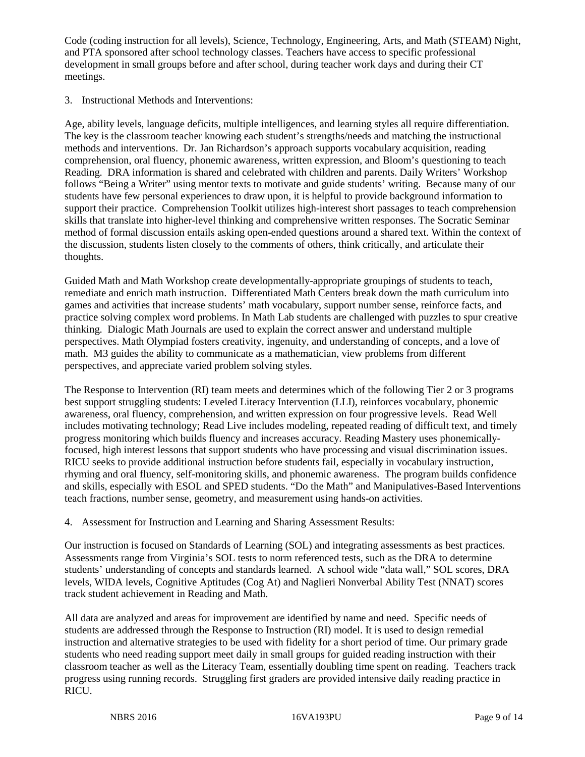Code (coding instruction for all levels), Science, Technology, Engineering, Arts, and Math (STEAM) Night, and PTA sponsored after school technology classes. Teachers have access to specific professional development in small groups before and after school, during teacher work days and during their CT meetings.

3. Instructional Methods and Interventions:

Age, ability levels, language deficits, multiple intelligences, and learning styles all require differentiation. The key is the classroom teacher knowing each student's strengths/needs and matching the instructional methods and interventions. Dr. Jan Richardson's approach supports vocabulary acquisition, reading comprehension, oral fluency, phonemic awareness, written expression, and Bloom's questioning to teach Reading. DRA information is shared and celebrated with children and parents. Daily Writers' Workshop follows "Being a Writer" using mentor texts to motivate and guide students' writing. Because many of our students have few personal experiences to draw upon, it is helpful to provide background information to support their practice. Comprehension Toolkit utilizes high-interest short passages to teach comprehension skills that translate into higher-level thinking and comprehensive written responses. The Socratic Seminar method of formal discussion entails asking open-ended questions around a shared text. Within the context of the discussion, students listen closely to the comments of others, think critically, and articulate their thoughts.

Guided Math and Math Workshop create developmentally-appropriate groupings of students to teach, remediate and enrich math instruction. Differentiated Math Centers break down the math curriculum into games and activities that increase students' math vocabulary, support number sense, reinforce facts, and practice solving complex word problems. In Math Lab students are challenged with puzzles to spur creative thinking. Dialogic Math Journals are used to explain the correct answer and understand multiple perspectives. Math Olympiad fosters creativity, ingenuity, and understanding of concepts, and a love of math. M3 guides the ability to communicate as a mathematician, view problems from different perspectives, and appreciate varied problem solving styles.

The Response to Intervention (RI) team meets and determines which of the following Tier 2 or 3 programs best support struggling students: Leveled Literacy Intervention (LLI), reinforces vocabulary, phonemic awareness, oral fluency, comprehension, and written expression on four progressive levels. Read Well includes motivating technology; Read Live includes modeling, repeated reading of difficult text, and timely progress monitoring which builds fluency and increases accuracy. Reading Mastery uses phonemically-focused, high interest lessons that support students who have processing and visual discrimination issues. RICU seeks to provide additional instruction before students fail, especially in vocabulary instruction, rhyming and oral fluency, self-monitoring skills, and phonemic awareness. The program builds confidence and skills, especially with ESOL and SPED students. "Do the Math" and Manipulatives-Based Interventions teach fractions, number sense, geometry, and measurement using hands-on activities.

4. Assessment for Instruction and Learning and Sharing Assessment Results:

Our instruction is focused on Standards of Learning (SOL) and integrating assessments as best practices. Assessments range from Virginia's SOL tests to norm referenced tests, such as the DRA to determine students' understanding of concepts and standards learned. A school wide "data wall," SOL scores, DRA levels, WIDA levels, Cognitive Aptitudes (Cog At) and Naglieri Nonverbal Ability Test (NNAT) scores track student achievement in Reading and Math.

All data are analyzed and areas for improvement are identified by name and need. Specific needs of students are addressed through the Response to Instruction (RI) model. It is used to design remedial instruction and alternative strategies to be used with fidelity for a short period of time. Our primary grade students who need reading support meet daily in small groups for guided reading instruction with their classroom teacher as well as the Literacy Team, essentially doubling time spent on reading. Teachers track progress using running records. Struggling first graders are provided intensive daily reading practice in RICU.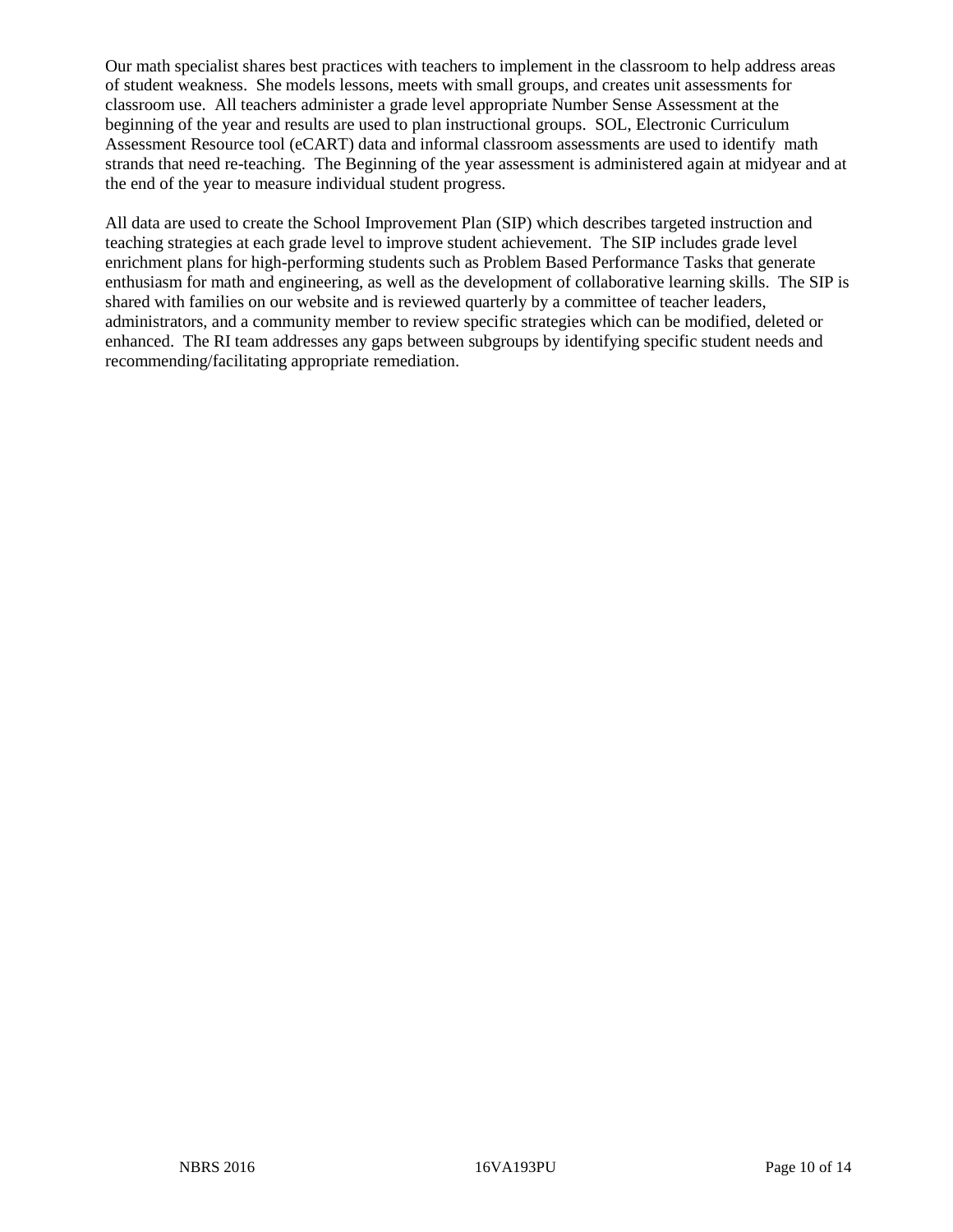Our math specialist shares best practices with teachers to implement in the classroom to help address areas of student weakness. She models lessons, meets with small groups, and creates unit assessments for classroom use. All teachers administer a grade level appropriate Number Sense Assessment at the beginning of the year and results are used to plan instructional groups. SOL, Electronic Curriculum Assessment Resource tool (eCART) data and informal classroom assessments are used to identify math strands that need re-teaching. The Beginning of the year assessment is administered again at midyear and at the end of the year to measure individual student progress.

All data are used to create the School Improvement Plan (SIP) which describes targeted instruction and teaching strategies at each grade level to improve student achievement. The SIP includes grade level enrichment plans for high-performing students such as Problem Based Performance Tasks that generate enthusiasm for math and engineering, as well as the development of collaborative learning skills. The SIP is shared with families on our website and is reviewed quarterly by a committee of teacher leaders, administrators, and a community member to review specific strategies which can be modified, deleted or enhanced. The RI team addresses any gaps between subgroups by identifying specific student needs and recommending/facilitating appropriate remediation.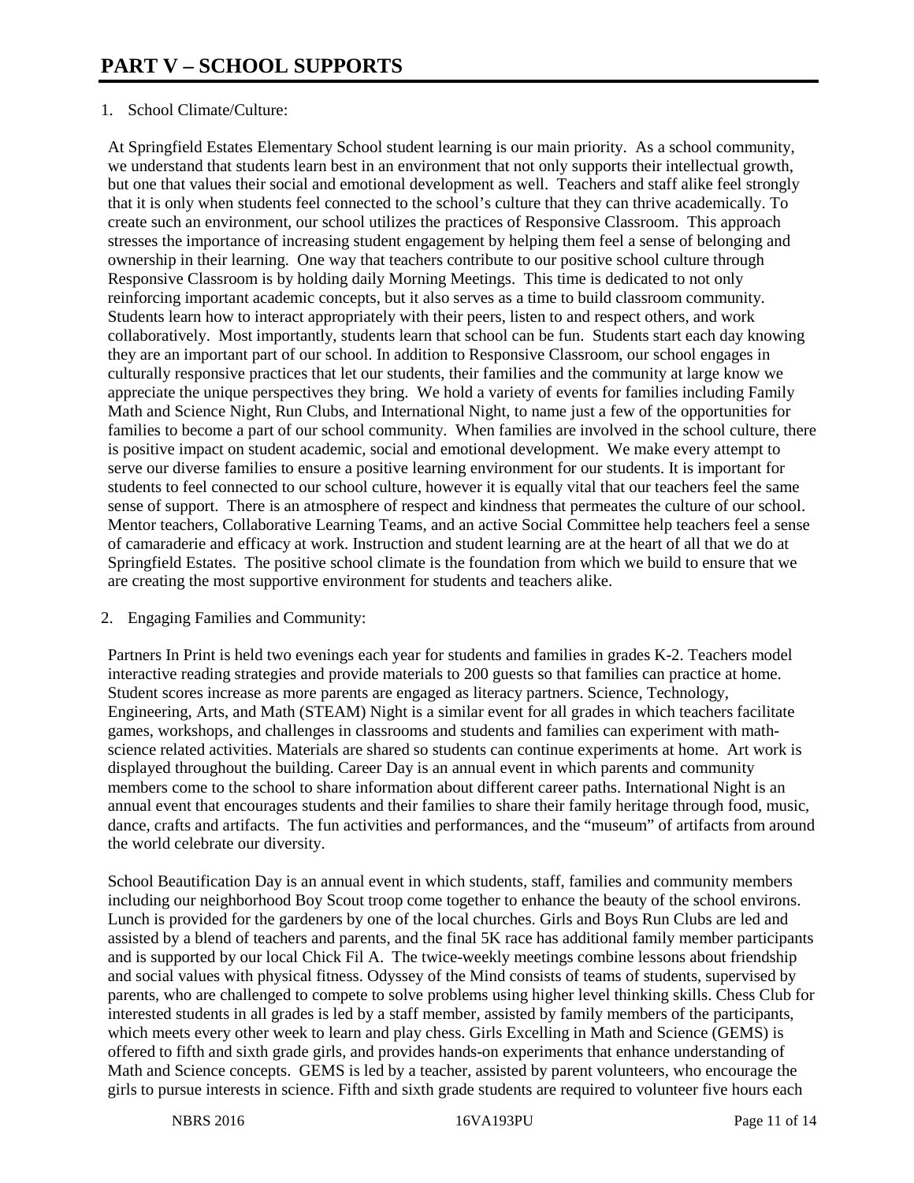# PART V – SCHOOL SUPPORTS

1. School Climate/Culture:

At Springfield Estates Elementary School student learning is our main priority. As a school community, we understand that students learn best in an environment that not only supports their intellectual growth, but one that values their social and emotional development as well. Teachers and staff alike feel strongly that it is only when students feel connected to the school's culture that they can thrive academically. To create such an environment, our school utilizes the practices of Responsive Classroom. This approach stresses the importance of increasing student engagement by helping them feel a sense of belonging and ownership in their learning. One way that teachers contribute to our positive school culture through Responsive Classroom is by holding daily Morning Meetings. This time is dedicated to not only reinforcing important academic concepts, but it also serves as a time to build classroom community. Students learn how to interact appropriately with their peers, listen to and respect others, and work collaboratively. Most importantly, students learn that school can be fun. Students start each day knowing they are an important part of our school. In addition to Responsive Classroom, our school engages in culturally responsive practices that let our students, their families and the community at large know we appreciate the unique perspectives they bring. We hold a variety of events for families including Family Math and Science Night, Run Clubs, and International Night, to name just a few of the opportunities for families to become a part of our school community. When families are involved in the school culture, there is positive impact on student academic, social and emotional development. We make every attempt to serve our diverse families to ensure a positive learning environment for our students. It is important for students to feel connected to our school culture, however it is equally vital that our teachers feel the same sense of support. There is an atmosphere of respect and kindness that permeates the culture of our school. Mentor teachers, Collaborative Learning Teams, and an active Social Committee help teachers feel a sense of camaraderie and efficacy at work. Instruction and student learning are at the heart of all that we do at Springfield Estates. The positive school climate is the foundation from which we build to ensure that we are creating the most supportive environment for students and teachers alike.

2. Engaging Families and Community:

Partners In Print is held two evenings each year for students and families in grades K-2. Teachers model interactive reading strategies and provide materials to 200 guests so that families can practice at home. Student scores increase as more parents are engaged as literacy partners. Science, Technology, Engineering, Arts, and Math (STEAM) Night is a similar event for all grades in which teachers facilitate games, workshops, and challenges in classrooms and students and families can experiment with math-science related activities. Materials are shared so students can continue experiments at home. Art work is displayed throughout the building. Career Day is an annual event in which parents and community members come to the school to share information about different career paths. International Night is an annual event that encourages students and their families to share their family heritage through food, music, dance, crafts and artifacts. The fun activities and performances, and the "museum" of artifacts from around the world celebrate our diversity.

School Beautification Day is an annual event in which students, staff, families and community members including our neighborhood Boy Scout troop come together to enhance the beauty of the school environs. Lunch is provided for the gardeners by one of the local churches. Girls and Boys Run Clubs are led and assisted by a blend of teachers and parents, and the final 5K race has additional family member participants and is supported by our local Chick Fil A. The twice-weekly meetings combine lessons about friendship and social values with physical fitness. Odyssey of the Mind consists of teams of students, supervised by parents, who are challenged to compete to solve problems using higher level thinking skills. Chess Club for interested students in all grades is led by a staff member, assisted by family members of the participants, which meets every other week to learn and play chess. Girls Excelling in Math and Science (GEMS) is offered to fifth and sixth grade girls, and provides hands-on experiments that enhance understanding of Math and Science concepts. GEMS is led by a teacher, assisted by parent volunteers, who encourage the girls to pursue interests in science. Fifth and sixth grade students are required to volunteer five hours each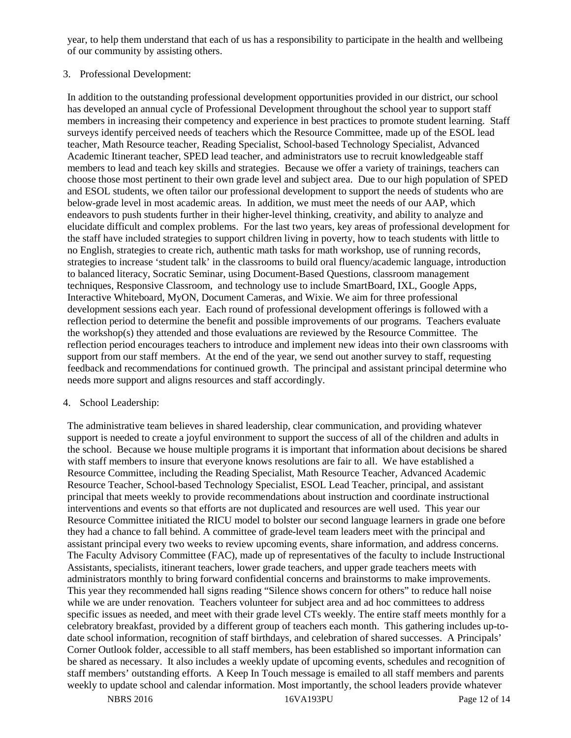year, to help them understand that each of us has a responsibility to participate in the health and wellbeing of our community by assisting others.

3. Professional Development:

In addition to the outstanding professional development opportunities provided in our district, our school has developed an annual cycle of Professional Development throughout the school year to support staff members in increasing their competency and experience in best practices to promote student learning. Staff surveys identify perceived needs of teachers which the Resource Committee, made up of the ESOL lead teacher, Math Resource teacher, Reading Specialist, School-based Technology Specialist, Advanced Academic Itinerant teacher, SPED lead teacher, and administrators use to recruit knowledgeable staff members to lead and teach key skills and strategies. Because we offer a variety of trainings, teachers can choose those most pertinent to their own grade level and subject area. Due to our high population of SPED and ESOL students, we often tailor our professional development to support the needs of students who are below-grade level in most academic areas. In addition, we must meet the needs of our AAP, which endeavors to push students further in their higher-level thinking, creativity, and ability to analyze and elucidate difficult and complex problems. For the last two years, key areas of professional development for the staff have included strategies to support children living in poverty, how to teach students with little to no English, strategies to create rich, authentic math tasks for math workshop, use of running records, strategies to increase 'student talk' in the classrooms to build oral fluency/academic language, introduction to balanced literacy, Socratic Seminar, using Document-Based Questions, classroom management techniques, Responsive Classroom, and technology use to include SmartBoard, IXL, Google Apps, Interactive Whiteboard, MyON, Document Cameras, and Wixie. We aim for three professional development sessions each year. Each round of professional development offerings is followed with a reflection period to determine the benefit and possible improvements of our programs. Teachers evaluate the workshop(s) they attended and those evaluations are reviewed by the Resource Committee. The reflection period encourages teachers to introduce and implement new ideas into their own classrooms with support from our staff members. At the end of the year, we send out another survey to staff, requesting feedback and recommendations for continued growth. The principal and assistant principal determine who needs more support and aligns resources and staff accordingly.

4. School Leadership:

The administrative team believes in shared leadership, clear communication, and providing whatever support is needed to create a joyful environment to support the success of all of the children and adults in the school. Because we house multiple programs it is important that information about decisions be shared with staff members to insure that everyone knows resolutions are fair to all. We have established a Resource Committee, including the Reading Specialist, Math Resource Teacher, Advanced Academic Resource Teacher, School-based Technology Specialist, ESOL Lead Teacher, principal, and assistant principal that meets weekly to provide recommendations about instruction and coordinate instructional interventions and events so that efforts are not duplicated and resources are well used. This year our Resource Committee initiated the RICU model to bolster our second language learners in grade one before they had a chance to fall behind. A committee of grade-level team leaders meet with the principal and assistant principal every two weeks to review upcoming events, share information, and address concerns. The Faculty Advisory Committee (FAC), made up of representatives of the faculty to include Instructional Assistants, specialists, itinerant teachers, lower grade teachers, and upper grade teachers meets with administrators monthly to bring forward confidential concerns and brainstorms to make improvements. This year they recommended hall signs reading "Silence shows concern for others" to reduce hall noise while we are under renovation. Teachers volunteer for subject area and ad hoc committees to address specific issues as needed, and meet with their grade level CTs weekly. The entire staff meets monthly for a celebratory breakfast, provided by a different group of teachers each month. This gathering includes up-to-date school information, recognition of staff birthdays, and celebration of shared successes. A Principals' Corner Outlook folder, accessible to all staff members, has been established so important information can be shared as necessary. It also includes a weekly update of upcoming events, schedules and recognition of staff members' outstanding efforts. A Keep In Touch message is emailed to all staff members and parents weekly to update school and calendar information. Most importantly, the school leaders provide whatever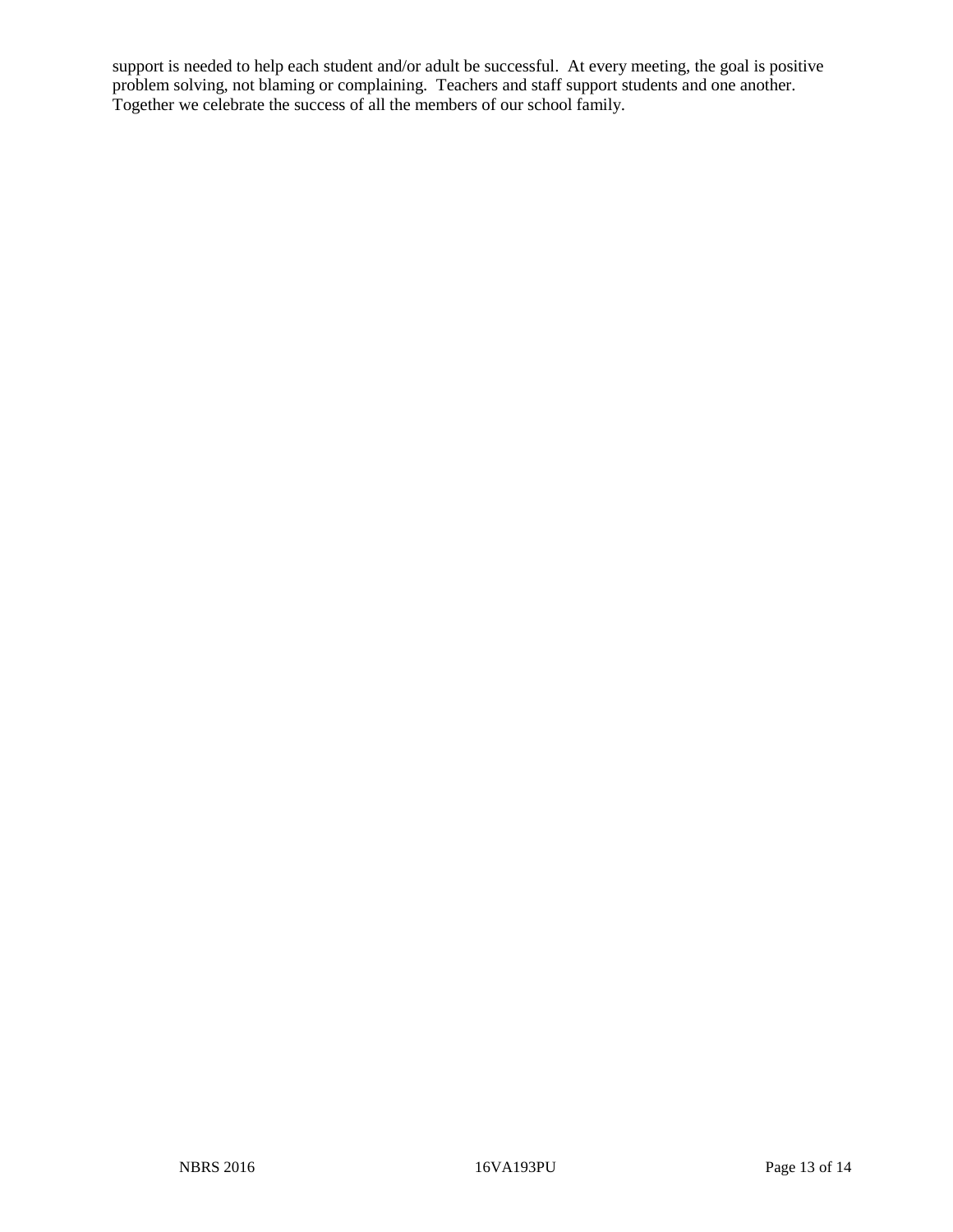support is needed to help each student and/or adult be successful. At every meeting, the goal is positive problem solving, not blaming or complaining. Teachers and staff support students and one another. Together we celebrate the success of all the members of our school family.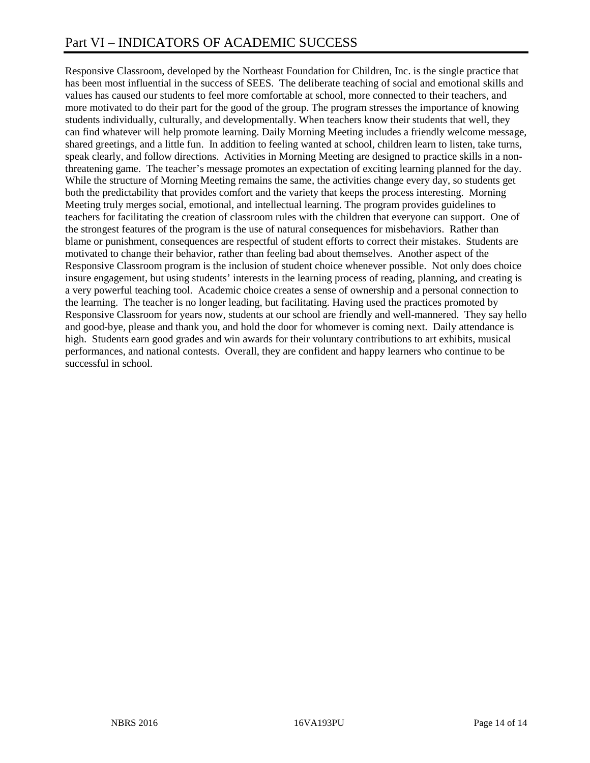# Part VI – INDICATORS OF ACADEMIC SUCCESS

Responsive Classroom, developed by the Northeast Foundation for Children, Inc. is the single practice that has been most influential in the success of SEES. The deliberate teaching of social and emotional skills and values has caused our students to feel more comfortable at school, more connected to their teachers, and more motivated to do their part for the good of the group. The program stresses the importance of knowing students individually, culturally, and developmentally. When teachers know their students that well, they can find whatever will help promote learning. Daily Morning Meeting includes a friendly welcome message, shared greetings, and a little fun. In addition to feeling wanted at school, children learn to listen, take turns, speak clearly, and follow directions. Activities in Morning Meeting are designed to practice skills in a non-threatening game. The teacher's message promotes an expectation of exciting learning planned for the day. While the structure of Morning Meeting remains the same, the activities change every day, so students get both the predictability that provides comfort and the variety that keeps the process interesting. Morning Meeting truly merges social, emotional, and intellectual learning. The program provides guidelines to teachers for facilitating the creation of classroom rules with the children that everyone can support. One of the strongest features of the program is the use of natural consequences for misbehaviors. Rather than blame or punishment, consequences are respectful of student efforts to correct their mistakes. Students are motivated to change their behavior, rather than feeling bad about themselves. Another aspect of the Responsive Classroom program is the inclusion of student choice whenever possible. Not only does choice insure engagement, but using students' interests in the learning process of reading, planning, and creating is a very powerful teaching tool. Academic choice creates a sense of ownership and a personal connection to the learning. The teacher is no longer leading, but facilitating. Having used the practices promoted by Responsive Classroom for years now, students at our school are friendly and well-mannered. They say hello and good-bye, please and thank you, and hold the door for whomever is coming next. Daily attendance is high. Students earn good grades and win awards for their voluntary contributions to art exhibits, musical performances, and national contests. Overall, they are confident and happy learners who continue to be successful in school.